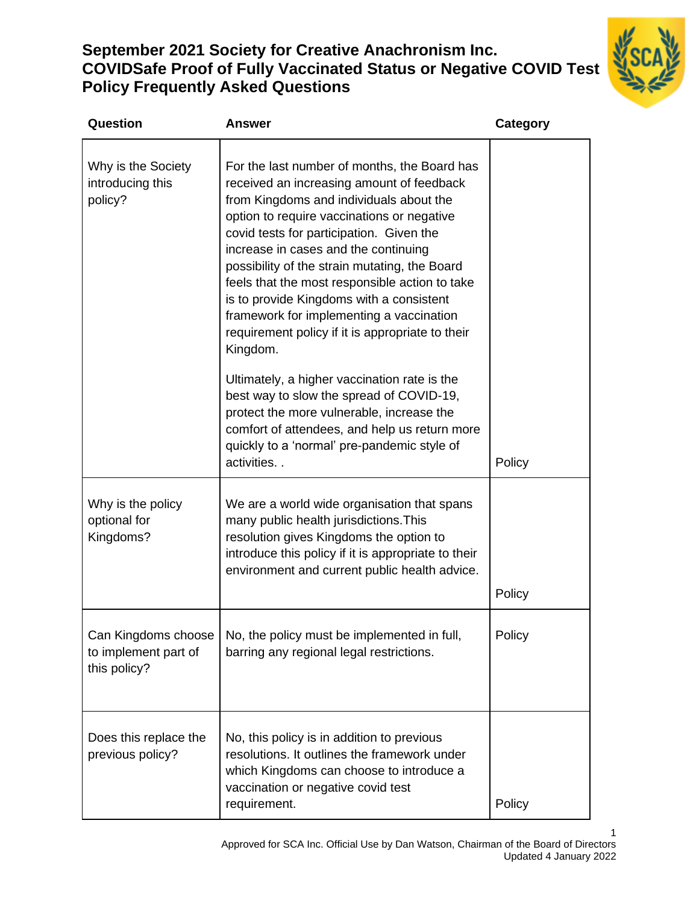# September 2021 Society for Creative Anachronism Inc. COVIDSafe Proof of Fully Vaccinated Status or Negative COVID Test Policy Frequently Asked Questions

| Question | Answer | Category |
|---|---|---|
| Why is the Society introducing this policy? | For the last number of months, the Board has received an increasing amount of feedback from Kingdoms and individuals about the option to require vaccinations or negative covid tests for participation. Given the increase in cases and the continuing possibility of the strain mutating, the Board feels that the most responsible action to take is to provide Kingdoms with a consistent framework for implementing a vaccination requirement policy if it is appropriate to their Kingdom.<br><br>Ultimately, a higher vaccination rate is the best way to slow the spread of COVID-19, protect the more vulnerable, increase the comfort of attendees, and help us return more quickly to a 'normal' pre-pandemic style of activities. . | Policy |
| Why is the policy optional for Kingdoms? | We are a world wide organisation that spans many public health jurisdictions.This resolution gives Kingdoms the option to introduce this policy if it is appropriate to their environment and current public health advice. | Policy |
| Can Kingdoms choose to implement part of this policy? | No, the policy must be implemented in full, barring any regional legal restrictions. | Policy |
| Does this replace the previous policy? | No, this policy is in addition to previous resolutions. It outlines the framework under which Kingdoms can choose to introduce a vaccination or negative covid test requirement. | Policy |

Approved for SCA Inc. Official Use by Dan Watson, Chairman of the Board of Directors
Updated 4 January 2022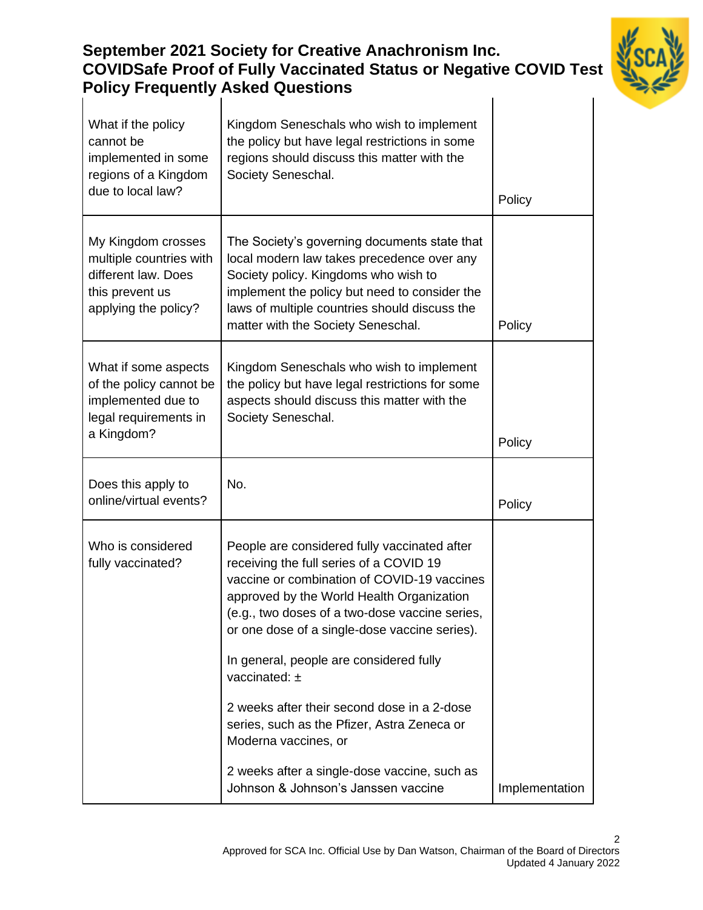| Question | Answer | Category |
|---|---|---|
| What if the policy cannot be implemented in some regions of a Kingdom due to local law? | Kingdom Seneschals who wish to implement the policy but have legal restrictions in some regions should discuss this matter with the Society Seneschal. | Policy |
| My Kingdom crosses multiple countries with different law. Does this prevent us applying the policy? | The Society's governing documents state that local modern law takes precedence over any Society policy. Kingdoms who wish to implement the policy but need to consider the laws of multiple countries should discuss the matter with the Society Seneschal. | Policy |
| What if some aspects of the policy cannot be implemented due to legal requirements in a Kingdom? | Kingdom Seneschals who wish to implement the policy but have legal restrictions for some aspects should discuss this matter with the Society Seneschal. | Policy |
| Does this apply to online/virtual events? | No. | Policy |
| Who is considered fully vaccinated? | People are considered fully vaccinated after receiving the full series of a COVID 19 vaccine or combination of COVID-19 vaccines approved by the World Health Organization (e.g., two doses of a two-dose vaccine series, or one dose of a single-dose vaccine series).<br><br>In general, people are considered fully vaccinated: ±<br><br>2 weeks after their second dose in a 2-dose series, such as the Pfizer, Astra Zeneca or Moderna vaccines, or<br><br>2 weeks after a single-dose vaccine, such as Johnson & Johnson's Janssen vaccine | Implementation |

Approved for SCA Inc. Official Use by Dan Watson, Chairman of the Board of Directors
Updated 4 January 2022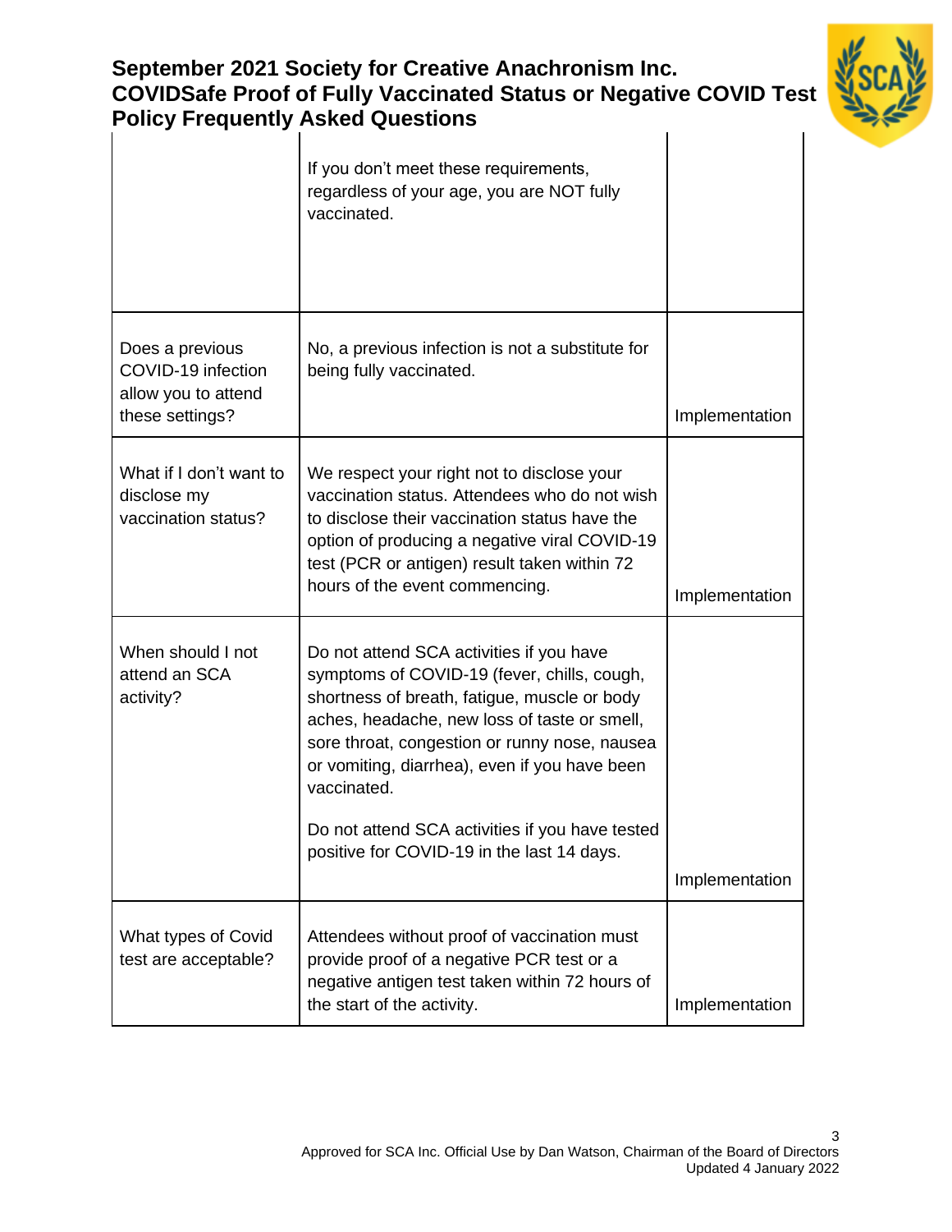| | | |
|---|---|---|
| | If you don't meet these requirements, regardless of your age, you are NOT fully vaccinated. | |
| Does a previous COVID-19 infection allow you to attend these settings? | No, a previous infection is not a substitute for being fully vaccinated. | Implementation |
| What if I don't want to disclose my vaccination status? | We respect your right not to disclose your vaccination status. Attendees who do not wish to disclose their vaccination status have the option of producing a negative viral COVID-19 test (PCR or antigen) result taken within 72 hours of the event commencing. | Implementation |
| When should I not attend an SCA activity? | Do not attend SCA activities if you have symptoms of COVID-19 (fever, chills, cough, shortness of breath, fatigue, muscle or body aches, headache, new loss of taste or smell, sore throat, congestion or runny nose, nausea or vomiting, diarrhea), even if you have been vaccinated.<br><br>Do not attend SCA activities if you have tested positive for COVID-19 in the last 14 days. | Implementation |
| What types of Covid test are acceptable? | Attendees without proof of vaccination must provide proof of a negative PCR test or a negative antigen test taken within 72 hours of the start of the activity. | Implementation |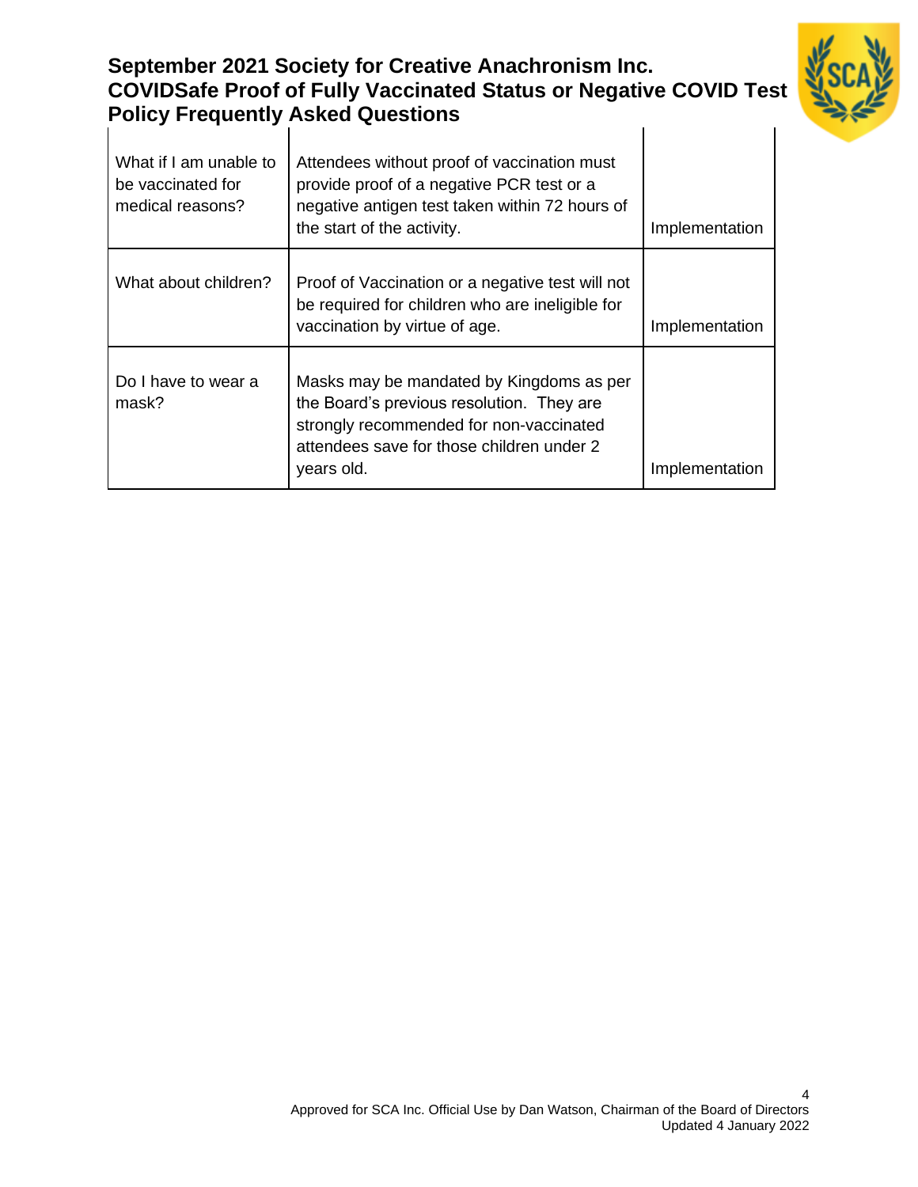| What if I am unable to be vaccinated for medical reasons? | Attendees without proof of vaccination must provide proof of a negative PCR test or a negative antigen test taken within 72 hours of the start of the activity. | Implementation |
|---|---|---|
| What about children? | Proof of Vaccination or a negative test will not be required for children who are ineligible for vaccination by virtue of age. | Implementation |
| Do I have to wear a mask? | Masks may be mandated by Kingdoms as per the Board's previous resolution. They are strongly recommended for non-vaccinated attendees save for those children under 2 years old. | Implementation |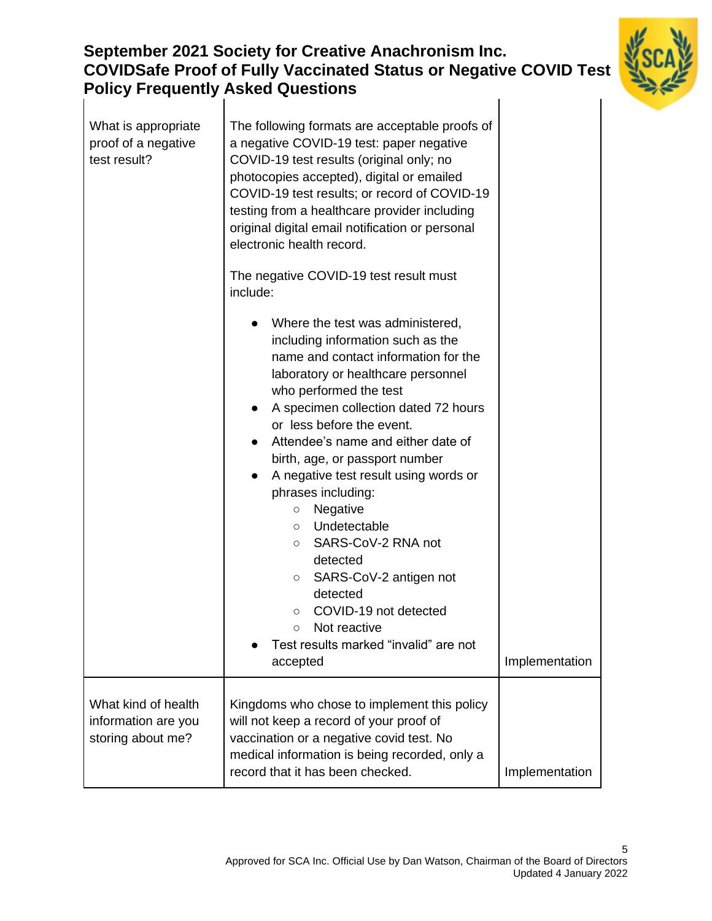| | | |
|---|---|---|
| What is appropriate proof of a negative test result? | The following formats are acceptable proofs of a negative COVID-19 test: paper negative COVID-19 test results (original only; no photocopies accepted), digital or emailed COVID-19 test results; or record of COVID-19 testing from a healthcare provider including original digital email notification or personal electronic health record.<br><br>The negative COVID-19 test result must include:<br><ul><li>Where the test was administered, including information such as the name and contact information for the laboratory or healthcare personnel who performed the test</li><li>A specimen collection dated 72 hours or less before the event.</li><li>Attendee's name and either date of birth, age, or passport number</li><li>A negative test result using words or phrases including:<ul><li>Negative</li><li>Undetectable</li><li>SARS-CoV-2 RNA not detected</li><li>SARS-CoV-2 antigen not detected</li><li>COVID-19 not detected</li><li>Not reactive</li></ul></li><li>Test results marked "invalid" are not accepted</li></ul> | Implementation |
| What kind of health information are you storing about me? | Kingdoms who chose to implement this policy will not keep a record of your proof of vaccination or a negative covid test. No medical information is being recorded, only a record that it has been checked. | Implementation |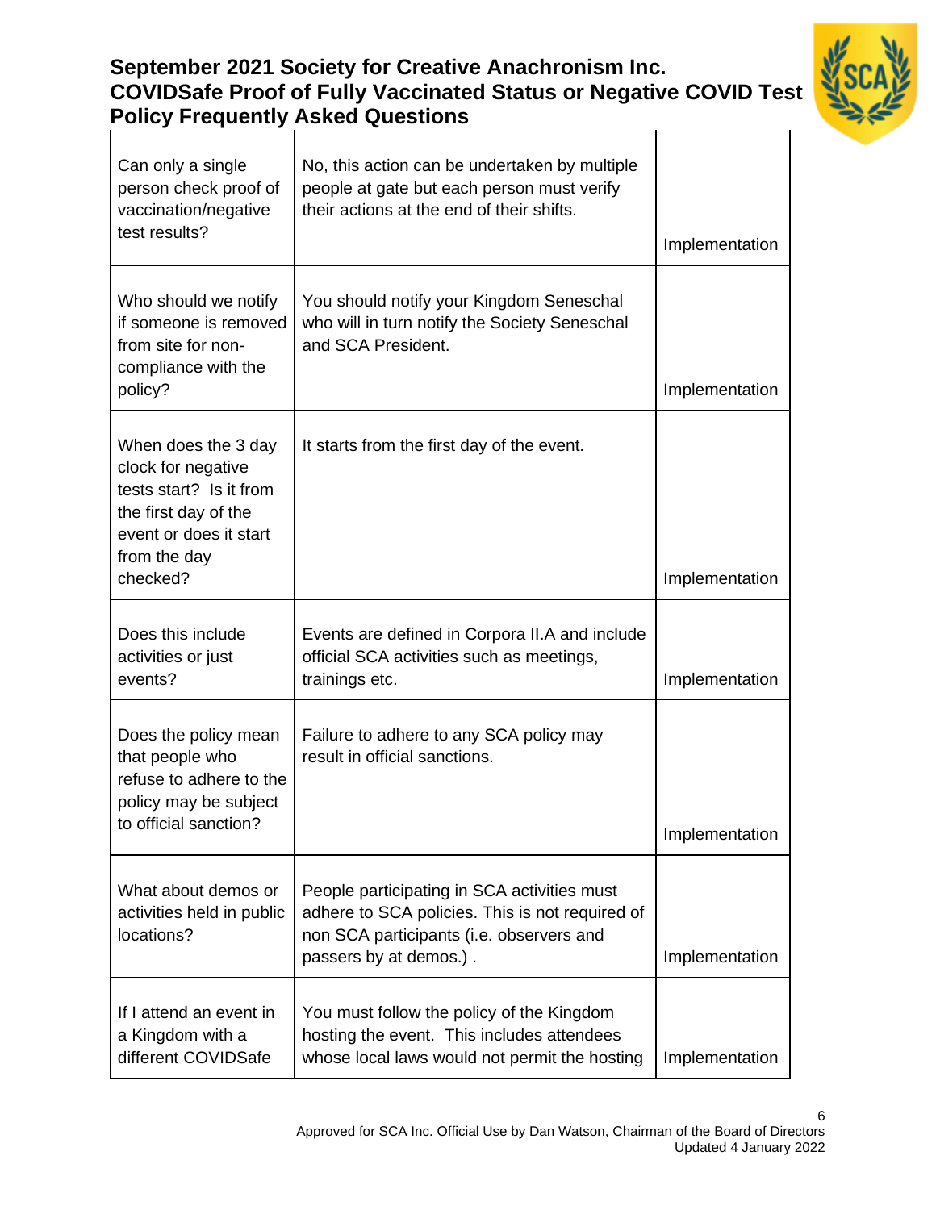| | | |
|---|---|---|
| Can only a single person check proof of vaccination/negative test results? | No, this action can be undertaken by multiple people at gate but each person must verify their actions at the end of their shifts. | Implementation |
| Who should we notify if someone is removed from site for non-compliance with the policy? | You should notify your Kingdom Seneschal who will in turn notify the Society Seneschal and SCA President. | Implementation |
| When does the 3 day clock for negative tests start? Is it from the first day of the event or does it start from the day checked? | It starts from the first day of the event. | Implementation |
| Does this include activities or just events? | Events are defined in Corpora II.A and include official SCA activities such as meetings, trainings etc. | Implementation |
| Does the policy mean that people who refuse to adhere to the policy may be subject to official sanction? | Failure to adhere to any SCA policy may result in official sanctions. | Implementation |
| What about demos or activities held in public locations? | People participating in SCA activities must adhere to SCA policies. This is not required of non SCA participants (i.e. observers and passers by at demos.) . | Implementation |
| If I attend an event in a Kingdom with a different COVIDSafe | You must follow the policy of the Kingdom hosting the event. This includes attendees whose local laws would not permit the hosting | Implementation |

Approved for SCA Inc. Official Use by Dan Watson, Chairman of the Board of Directors
Updated 4 January 2022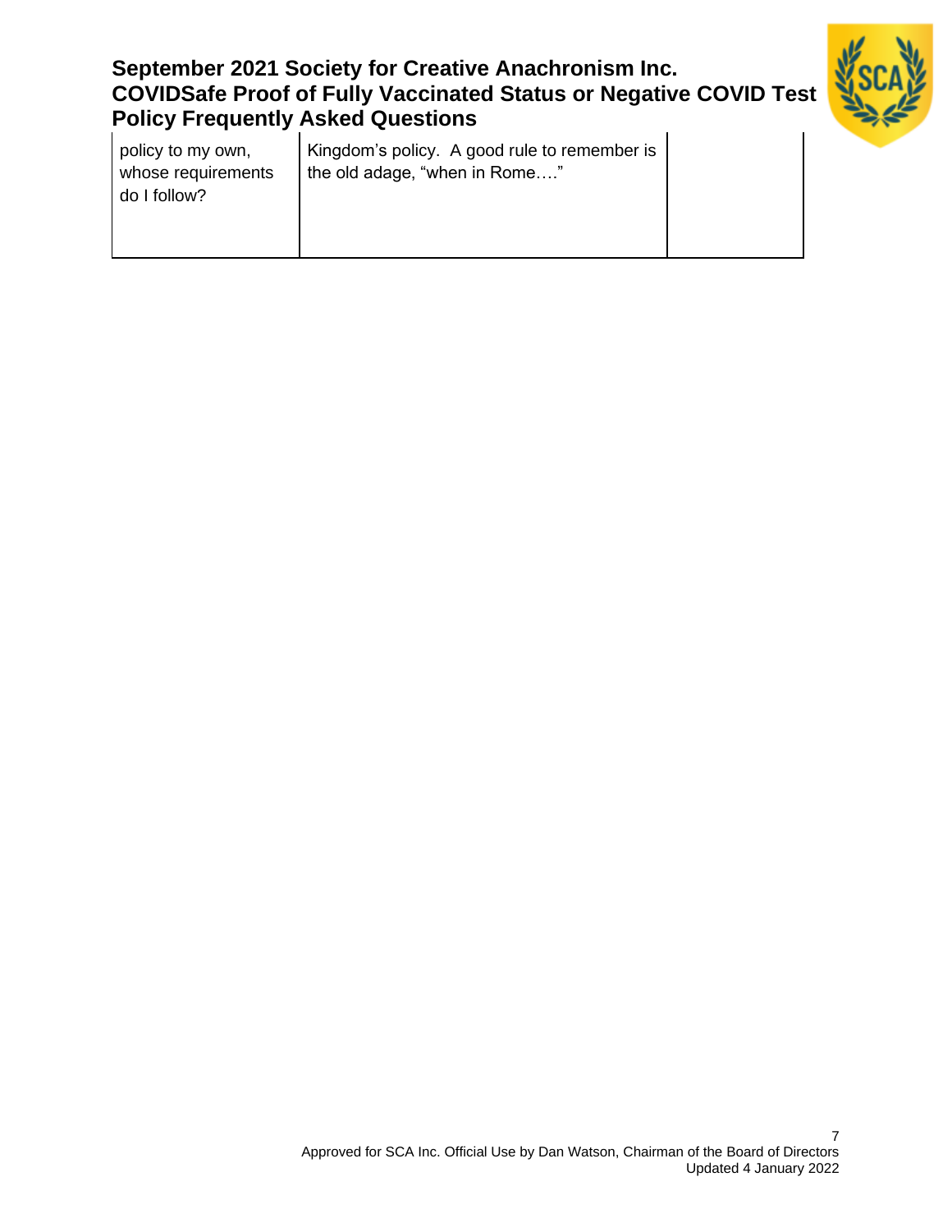| | | |
|---|---|---|
| policy to my own, whose requirements do I follow? | Kingdom's policy. A good rule to remember is the old adage, "when in Rome…." | |